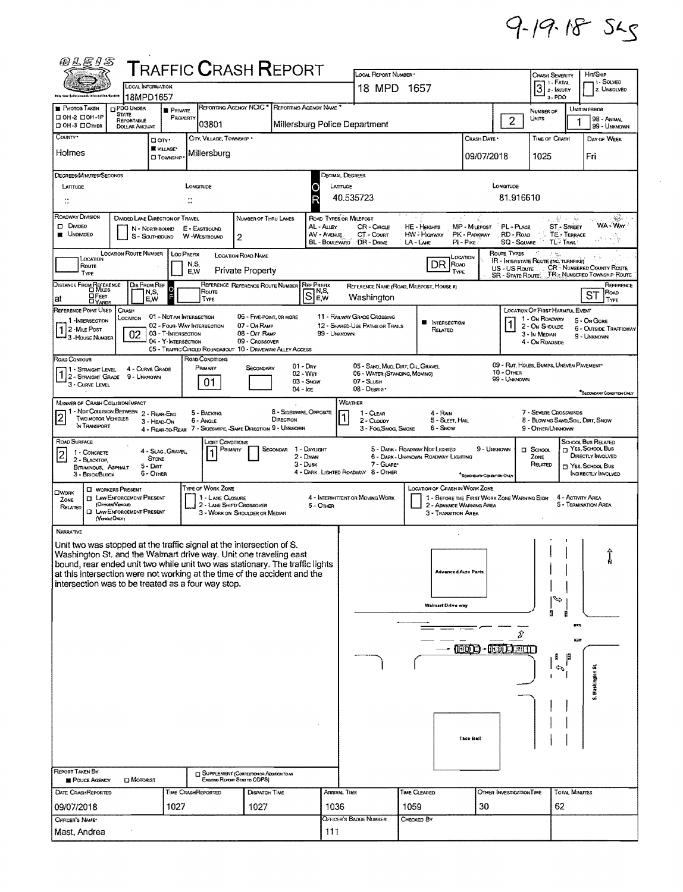9-19-18 SLS

# TRAFFIC CRASH REPORT

| Field | Value |
|---|---|
| Local Information | 18MPD1657 |
| Local Report Number | 18 MPD 1657 |
| Crash Severity | 3 (1 - Fatal, 2 - Injury, 3 - PDO) |
| Hit/Skip | (1 - Solved, 2 - Unsolved) |
| Reporting Agency NCIC | 03801 |
| Reporting Agency Name | Millersburg Police Department |
| Number of Units | 2 |
| Unit in Error | 1 (98 - Animal, 99 - Unknown) |
| County | Holmes |
| City, Village, Township | Village: Millersburg |
| Crash Date | 09/07/2018 |
| Time of Crash | 1025 |
| Day of Week | Fri |
| Latitude (Decimal Degrees) | 40.535723 |
| Longitude (Decimal Degrees) | 81.916610 |
| Roadway Division | Undivided |
| Number of Thru Lanes | 2 |
| Location Road Name | Private Property |
| Location Road Type | DR |
| Distance From Reference | at |
| Reference Prefix | S |
| Reference Name | Washington |
| Reference Road Type | ST |
| Reference Point Used | 1 - Intersection |
| Crash Location | 02 - Four-Way Intersection |
| Location of First Harmful Event | 1 - On Roadway |
| Road Contour | 1 - Straight Level |
| Road Conditions (Primary) | 01 - Dry |
| Manner of Crash Collision/Impact | 2 - Rear-End |
| Weather | 1 - Clear |
| Road Surface | 2 - Blacktop, Bituminous, Asphalt |
| Light Conditions (Primary) | 1 - Daylight |

## Narrative

Unit two was stopped at the traffic signal at the intersection of S. Washington St. and the Walmart drive way. Unit one traveling east bound, rear ended unit two while unit two was stationary. The traffic lights at this intersection were not working at the time of the accident and the intersection was to be treated as a four way stop.

Diagram labels: Advanced Auto Parts; Walmart Drive way; Taco Bell; S. Washington St.; N

| Report Taken By | Police Agency |
|---|---|
| Date Crash Reported | 09/07/2018 |
| Time Crash Reported | 1027 |
| Dispatch Time | 1027 |
| Arrival Time | 1036 |
| Time Cleared | 1059 |
| Other Investigation Time | 30 |
| Total Minutes | 62 |
| Officer's Name | Mast, Andrea |
| Officer's Badge Number | 111 |
| Checked By | |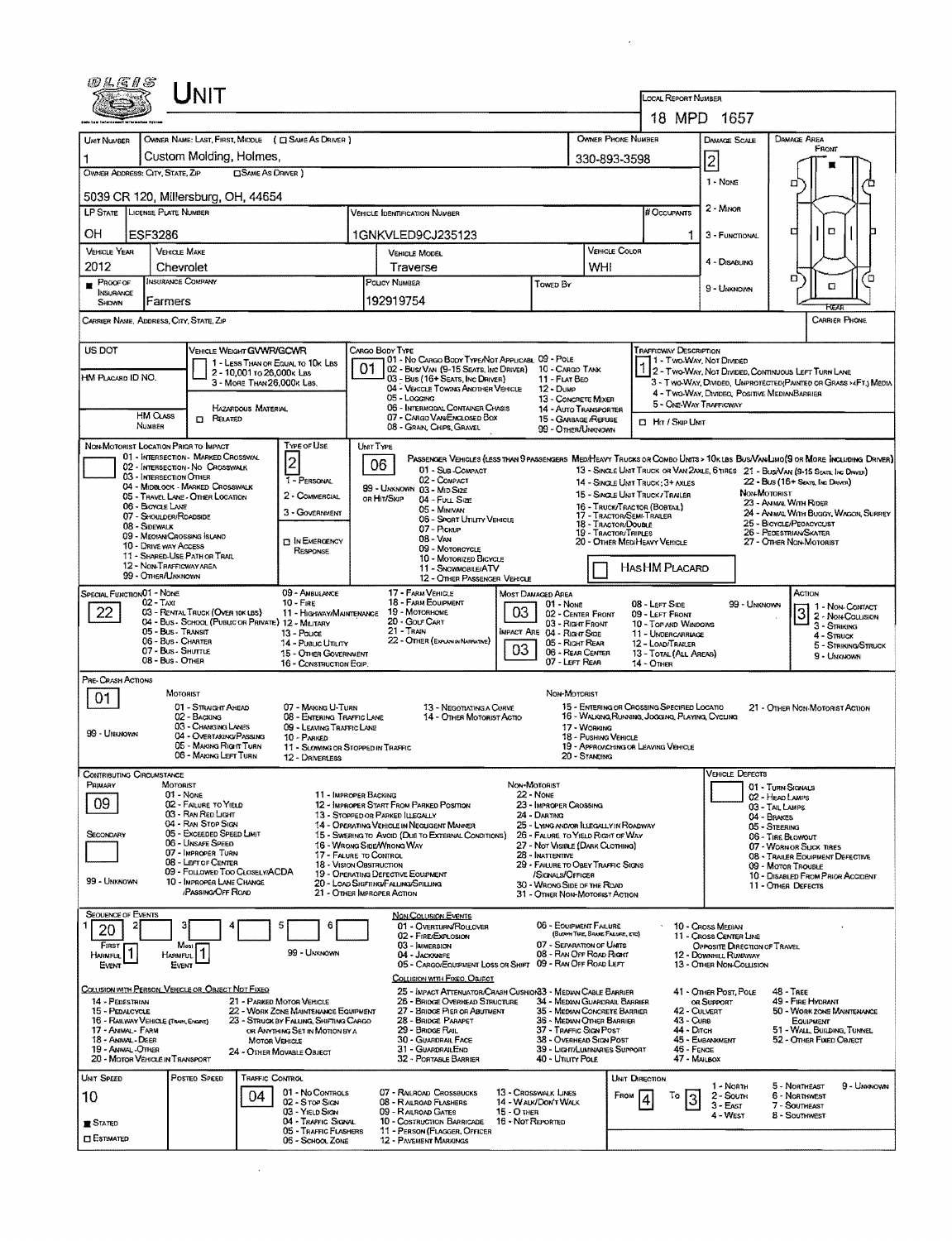# UNIT

**LOCAL REPORT NUMBER:** 18 MPD 1657

| Field | Value |
|---|---|
| UNIT NUMBER | 1 |
| OWNER NAME: LAST, FIRST, MIDDLE ( ☐ SAME AS DRIVER ) | Custom Molding, Holmes, |
| OWNER PHONE NUMBER | 330-893-3598 |
| DAMAGE SCALE | 2 |
| OWNER ADDRESS: CITY, STATE, ZIP ( ☐ SAME AS DRIVER ) | 5039 CR 120, Millersburg, OH, 44654 |
| LP STATE | OH |
| LICENSE PLATE NUMBER | ESF3286 |
| VEHICLE IDENTIFICATION NUMBER | 1GNKVLED9CJ235123 |
| # OCCUPANTS | 1 |
| VEHICLE YEAR | 2012 |
| VEHICLE MAKE | Chevrolet |
| VEHICLE MODEL | Traverse |
| VEHICLE COLOR | WHI |
| PROOF OF INSURANCE SHOWN | ■ |
| INSURANCE COMPANY | Farmers |
| POLICY NUMBER | 192919754 |
| TOWED BY | |
| CARRIER NAME, ADDRESS, CITY, STATE, ZIP | |
| CARRIER PHONE | |

Damage Scale: 1 - None; 2 - Minor; 3 - Functional; 4 - Disabling; 9 - Unknown

DAMAGE AREA: FRONT / REAR

| Field | Value |
|---|---|
| US DOT | |
| VEHICLE WEIGHT GVWR/GCWR | 1 - Less Than or Equal to 10k Lbs; 2 - 10,001 to 26,000k Lbs; 3 - More Than 26,000k Lbs. |
| HM PLACARD ID NO. | |
| HM CLASS NUMBER | |
| HAZARDOUS MATERIAL | ☐ Related |
| CARGO BODY TYPE | 01 |
| TRAFFICWAY DESCRIPTION | 1 |

Cargo Body Type: 01 - No Cargo Body Type/Not Applicable; 02 - Bus/Van (9-15 Seats, Inc Driver); 03 - Bus (16+ Seats, Inc Driver); 04 - Vehicle Towing Another Vehicle; 05 - Logging; 06 - Intermodal Container Chassis; 07 - Cargo Van/Enclosed Box; 08 - Grain, Chips, Gravel; 09 - Pole; 10 - Cargo Tank; 11 - Flat Bed; 12 - Dump; 13 - Concrete Mixer; 14 - Auto Transporter; 15 - Garbage/Refuse; 99 - Other/Unknown

Trafficway Description: 1 - Two-Way, Not Divided; 2 - Two-Way, Not Divided, Continuous Left Turn Lane; 3 - Two-Way, Divided, Unprotected(Painted or Grass >4Ft.) Media; 4 - Two-Way, Divided, Positive Median Barrier; 5 - One-Way Trafficway; ☐ Hit / Skip Unit

| Field | Value |
|---|---|
| NON-MOTORIST LOCATION PRIOR TO IMPACT | |
| TYPE OF USE | 2 |
| UNIT TYPE | 06 |

Non-Motorist Location Prior to Impact: 01 - Intersection - Marked Crosswalk; 02 - Intersection - No Crosswalk; 03 - Intersection Other; 04 - Midblock - Marked Crosswalk; 05 - Travel Lane - Other Location; 06 - Bicycle Lane; 07 - Shoulder/Roadside; 08 - Sidewalk; 09 - Median/Crossing Island; 10 - Drive way Access; 11 - Shared-Use Path or Trail; 12 - Non-Trafficway Area; 99 - Other/Unknown

Type of Use: 1 - Personal; 2 - Commercial; 3 - Government; ☐ In Emergency Response

Unit Type: Passenger Vehicles (less than 9 passengers Med/Heavy Trucks or Combo Units > 10k lbs Bus/Van/Limo(9 or More Including Driver): 01 - Sub-Compact; 02 - Compact; 99 - Unknown 03 - Mid Size or Hit/Skip; 04 - Full Size; 05 - Minivan; 06 - Sport Utility Vehicle; 07 - Pickup; 08 - Van; 09 - Motorcycle; 10 - Motorized Bicycle; 11 - Snowmobile/ATV; 12 - Other Passenger Vehicle; 13 - Single Unit Truck or Van 2axle, 6 Tires; 14 - Single Unit Truck; 3+ Axles; 15 - Single Unit Truck/Trailer; 16 - Truck/Tractor (Bobtail); 17 - Tractor/Semi-Trailer; 18 - Tractor/Double; 19 - Tractor/Triples; 20 - Other Med/Heavy Vehicle; 21 - Bus/Van (9-15 Seats, Inc Driver); 22 - Bus (16+ Seats, Inc Driver); Non-Motorist: 23 - Animal With Rider; 24 - Animal With Buggy, Wagon, Surrey; 25 - Bicycle/Pedacyclist; 26 - Pedestrian/Skater; 27 - Other Non-Motorist

☐ Has HM Placard

| Field | Value |
|---|---|
| SPECIAL FUNCTION | 22 |
| MOST DAMAGED AREA | 03 |
| IMPACT AREA | 03 |
| ACTION | 3 |

Special Function: 01 - None; 02 - Taxi; 03 - Rental Truck (Over 10k lbs); 04 - Bus - School (Public or Private); 05 - Bus - Transit; 06 - Bus - Charter; 07 - Bus - Shuttle; 08 - Bus - Other; 09 - Ambulance; 10 - Fire; 11 - Highway/Maintenance; 12 - Military; 13 - Police; 14 - Public Utility; 15 - Other Government; 16 - Construction Eqip.; 17 - Farm Vehicle; 18 - Farm Equipment; 19 - Motorhome; 20 - Golf Cart; 21 - Train; 22 - Other (Explain in Narrative)

Most Damaged Area: 01 - None; 02 - Center Front; 03 - Right Front; 04 - Right Side; 05 - Right Rear; 06 - Rear Center; 07 - Left Rear; 08 - Left Side; 09 - Left Front; 10 - Top and Windows; 11 - Undercarriage; 12 - Load/Trailer; 13 - Total (All Areas); 14 - Other; 99 - Unknown

Action: 1 - Non-Contact; 2 - Non-Collision; 3 - Striking; 4 - Struck; 5 - Striking/Struck; 9 - Unknown

| Field | Value |
|---|---|
| PRE-CRASH ACTIONS | 01 |

Motorist: 01 - Straight Ahead; 02 - Backing; 03 - Changing Lanes; 04 - Overtaking/Passing; 05 - Making Right Turn; 06 - Making Left Turn; 07 - Making U-Turn; 08 - Entering Traffic Lane; 09 - Leaving Traffic Lane; 10 - Parked; 11 - Slowing or Stopped in Traffic; 12 - Driverless; 13 - Negotiating a Curve; 14 - Other Motorist Actio; 99 - Unknown

Non-Motorist: 15 - Entering or Crossing Specified Locatio; 16 - Walking, Running, Jogging, Playing, Cycling; 17 - Working; 18 - Pushing Vehicle; 19 - Approaching or Leaving Vehicle; 20 - Standing; 21 - Other Non-Motorist Action

| Field | Value |
|---|---|
| CONTRIBUTING CIRCUMSTANCE - PRIMARY | 09 |
| CONTRIBUTING CIRCUMSTANCE - SECONDARY | |
| VEHICLE DEFECTS | |

Motorist: 01 - None; 02 - Failure to Yield; 03 - Ran Red Light; 04 - Ran Stop Sign; 05 - Exceeded Speed Limit; 06 - Unsafe Speed; 07 - Improper Turn; 08 - Left of Center; 09 - Followed Too Closely/ACDA; 10 - Improper Lane Change /Passing/Off Road; 11 - Improper Backing; 12 - Improper Start From Parked Position; 13 - Stopped or Parked Illegally; 14 - Operating Vehicle in Negligent Manner; 15 - Swering to Avoid (Due to External Conditions); 16 - Wrong Side/Wrong Way; 17 - Failure to Control; 18 - Vision Obstruction; 19 - Operating Defective Equipment; 20 - Load Shifting/Falling/Spilling; 21 - Other Improper Action; 99 - Unknown

Non-Motorist: 22 - None; 23 - Improper Crossing; 24 - Darting; 25 - Lying and/or Illegally in Roadway; 26 - Failure to Yield Right of Way; 27 - Not Visible (Dark Clothing); 28 - Inattentive; 29 - Failure to Obey Traffic Signs /Signals/Officer; 30 - Wrong Side of the Road; 31 - Other Non-Motorist Action

Vehicle Defects: 01 - Turn Signals; 02 - Head Lamps; 03 - Tail Lamps; 04 - Brakes; 05 - Steering; 06 - Tire Blowout; 07 - Worn or Slick Tires; 08 - Trailer Equipment Defective; 09 - Motor Trouble; 10 - Disabled From Prior Accident; 11 - Other Defects

**SEQUENCE OF EVENTS**

| 1 | 2 | 3 | 4 | 5 | 6 |
|---|---|---|---|---|---|
| 20 | | | | | |

First Harmful Event: 1; Most Harmful Event: 1; 99 - Unknown

Non-Collision Events: 01 - Overturn/Rollover; 02 - Fire/Explosion; 03 - Immersion; 04 - Jackknife; 05 - Cargo/Equipment Loss or Shift; 06 - Equipment Failure (Blown Tire, Brake Failure, etc); 07 - Separation of Units; 08 - Ran Off Road Right; 09 - Ran Off Road Left; 10 - Cross Median; 11 - Cross Center Line Opposite Direction of Travel; 12 - Downhill Runaway; 13 - Other Non-Collision

Collision with Person, Vehicle or Object Not Fixed: 14 - Pedestrian; 15 - Pedalcycle; 16 - Railway Vehicle (Train, Engine); 17 - Animal - Farm; 18 - Animal - Deer; 19 - Animal - Other; 20 - Motor Vehicle in Transport; 21 - Parked Motor Vehicle; 22 - Work Zone Maintenance Equipment; 23 - Struck by Falling, Shifting Cargo or Anything Set in Motion by a Motor Vehicle; 24 - Other Movable Object

Collision with Fixed Object: 25 - Impact Attenuator/Crash Cushion; 26 - Bridge Overhead Structure; 27 - Bridge Pier or Abutment; 28 - Bridge Parapet; 29 - Bridge Rail; 30 - Guardrail Face; 31 - Guardrail End; 32 - Portable Barrier; 33 - Median Cable Barrier; 34 - Median Guardrail Barrier; 35 - Median Concrete Barrier; 36 - Median Other Barrier; 37 - Traffic Sign Post; 38 - Overhead Sign Post; 39 - Light/Luminaries Support; 40 - Utility Pole; 41 - Other Post, Pole or Support; 42 - Culvert; 43 - Curb; 44 - Ditch; 45 - Embankment; 46 - Fence; 47 - Mailbox; 48 - Tree; 49 - Fire Hydrant; 50 - Work Zone Maintenance Equipment; 51 - Wall, Building, Tunnel; 52 - Other Fixed Object

| Field | Value |
|---|---|
| UNIT SPEED | 10 |
| POSTED SPEED | |
| TRAFFIC CONTROL | 04 |
| UNIT DIRECTION | From 4 To 3 |
| ■ Stated / ☐ Estimated | Stated |

Traffic Control: 01 - No Controls; 02 - Stop Sign; 03 - Yield Sign; 04 - Traffic Signal; 05 - Traffic Flashers; 06 - School Zone; 07 - Railroad Crossbucks; 08 - Railroad Flashers; 09 - Railroad Gates; 10 - Construction Barricade; 11 - Person (Flagger, Officer; 12 - Pavement Markings; 13 - Crosswalk Lines; 14 - Walk/Don't Walk; 15 - Other; 16 - Not Reported

Unit Direction: 1 - North; 2 - South; 3 - East; 4 - West; 5 - Northeast; 6 - Northwest; 7 - Southeast; 8 - Southwest; 9 - Unknown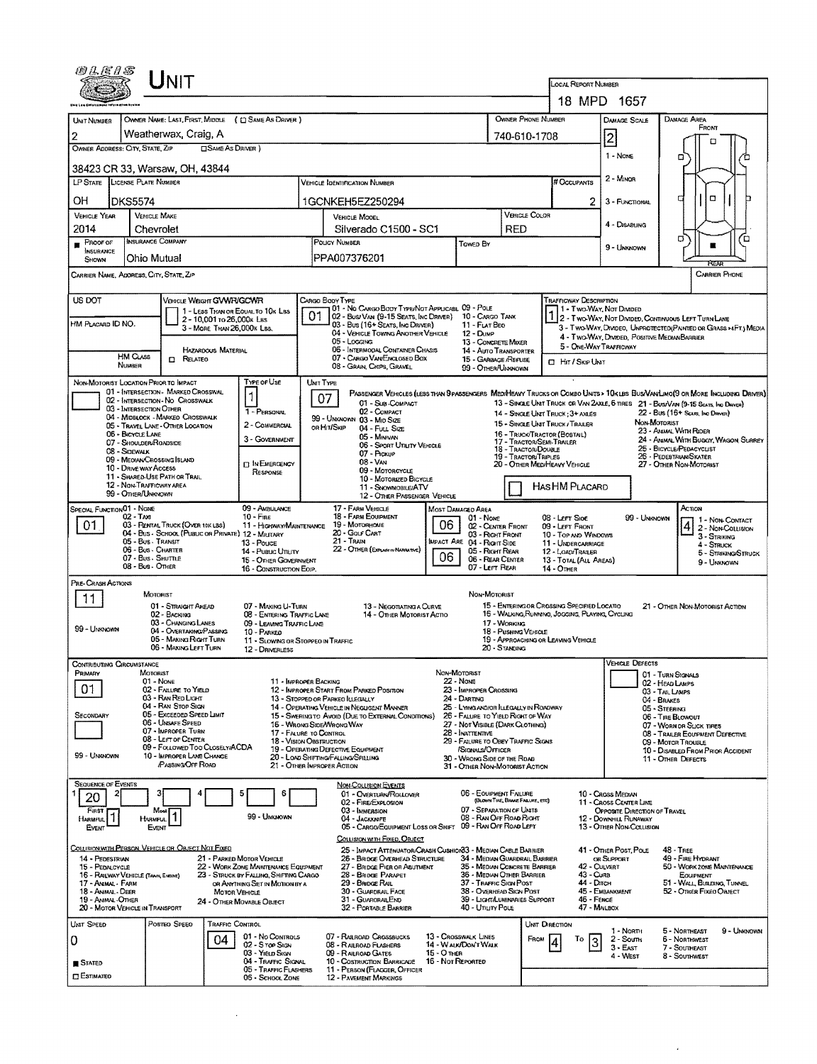# Unit

**Local Report Number:** 18 MPD 1657

| Unit Number | Owner Name: Last, First, Middle (☐ Same as Driver) | Owner Phone Number | Damage Scale | Damage Area |
|---|---|---|---|---|
| 2 | Weatherwax, Craig, A | 740-610-1708 | 2 | Front |

**Owner Address: City, State, Zip** (☐ Same as Driver)
38423 CR 33, Warsaw, OH, 43844

Damage Scale: 1 - None, 2 - Minor, 3 - Functional, 4 - Disabling, 9 - Unknown

| LP State | License Plate Number | Vehicle Identification Number | # Occupants |
|---|---|---|---|
| OH | DKS5574 | 1GCNKEH5EZ250294 | 2 |

| Vehicle Year | Vehicle Make | Vehicle Model | Vehicle Color |
|---|---|---|---|
| 2014 | Chevrolet | Silverado C1500 - SC1 | RED |

| Proof of Insurance Shown | Insurance Company | Policy Number | Towed By |
|---|---|---|---|
| ■ | Ohio Mutual | PPA007376201 | |

Carrier Name, Address, City, State, Zip — Carrier Phone

**US DOT** —
**HM Placard ID No.** —
**HM Class Number** —

**Vehicle Weight GVWR/GCWR:** 1 - Less Than or Equal to 10k Lbs; 2 - 10,001 to 26,000k Lbs; 3 - More Than 26,000k Lbs.
Hazardous Material: ☐ Related

**Cargo Body Type:** 01
01 - No Cargo Body Type/Not Applicabl; 02 - Bus/Van (9-15 Seats, Inc Driver); 03 - Bus (16+ Seats, Inc Driver); 04 - Vehicle Towing Another Vehicle; 05 - Logging; 06 - Intermodal Container Chasis; 07 - Cargo Van/Enclosed Box; 08 - Grain, Chips, Gravel; 09 - Pole; 10 - Cargo Tank; 11 - Flat Bed; 12 - Dump; 13 - Concrete Mixer; 14 - Auto Transporter; 15 - Garbage/Refuse; 99 - Other/Unknown

**Trafficway Description:** 1
1 - Two-Way, Not Divided; 2 - Two-Way, Not Divided, Continuous Left Turn Lane; 3 - Two-Way, Divided, Unprotected(Painted or Grass >4Ft.) Media; 4 - Two-Way, Divided, Positive Median Barrier; 5 - One-Way Trafficway
☐ Hit / Skip Unit

**Non-Motorist Location Prior to Impact:**
01 - Intersection - Marked Crosswal; 02 - Intersection - No Crosswalk; 03 - Intersection Other; 04 - Midblock - Marked Crosswalk; 05 - Travel Lane - Other Location; 06 - Bicycle Lane; 07 - Shoulder/Roadside; 08 - Sidewalk; 09 - Median/Crossing Island; 10 - Drive way Access; 11 - Shared-Use Path or Trail; 12 - Non-Trafficway Area; 99 - Other/Unknown

**Type of Use:** 1
1 - Personal; 2 - Commercial; 3 - Government; ☐ In Emergency Response

**Unit Type:** 07
Passenger Vehicles (less than 9 passengers): 01 - Sub-Compact; 02 - Compact; 99 - Unknown 03 - Mid Size or Hit/Skip; 04 - Full Size; 05 - Minivan; 06 - Sport Utility Vehicle; 07 - Pickup; 08 - Van; 09 - Motorcycle; 10 - Motorized Bicycle; 11 - Snowmobile/ATV; 12 - Other Passenger Vehicle
Med/Heavy Trucks or Combo Units > 10k lbs: 13 - Single Unit Truck or Van 2axle, 6 tires; 14 - Single Unit Truck; 3+ axles; 15 - Single Unit Truck / Trailer; 16 - Truck/Tractor (Bobtail); 17 - Tractor/Semi-Trailer; 18 - Tractor/Double; 19 - Tractor/Triples; 20 - Other Med/Heavy Vehicle
Bus/Van/Limo (9 or More Including Driver): 21 - Bus/Van (9-15 Seats, Inc Driver); 22 - Bus (16+ Seats, Inc Driver)
Non-Motorist: 23 - Animal With Rider; 24 - Animal With Buggy, Wagon, Surrey; 25 - Bicycle/Pedacyclist; 26 - Pedestrian/Skater; 27 - Other Non-Motorist
☐ Has HM Placard

**Special Function:** 01
01 - None; 02 - Taxi; 03 - Rental Truck (Over 10k lbs); 04 - Bus - School (Public or Private); 05 - Bus - Transit; 06 - Bus - Charter; 07 - Bus - Shuttle; 08 - Bus - Other; 09 - Ambulance; 10 - Fire; 11 - Highway/Maintenance; 12 - Military; 13 - Police; 14 - Public Utility; 15 - Other Government; 16 - Construction Eqip.; 17 - Farm Vehicle; 18 - Farm Equipment; 19 - Motorhome; 20 - Golf Cart; 21 - Train; 22 - Other (Explain in Narrative)

**Most Damaged Area:** 06
**Impact Area:** 06
01 - None; 02 - Center Front; 03 - Right Front; 04 - Right Side; 05 - Right Rear; 06 - Rear Center; 07 - Left Rear; 08 - Left Side; 09 - Left Front; 10 - Top and Windows; 11 - Undercarriage; 12 - Load/Trailer; 13 - Total (All Areas); 14 - Other; 99 - Unknown

**Action:** 4
1 - Non-Contact; 2 - Non-Collision; 3 - Striking; 4 - Struck; 5 - Striking/Struck; 9 - Unknown

**Pre-Crash Actions:** 11
Motorist: 01 - Straight Ahead; 02 - Backing; 03 - Changing Lanes; 04 - Overtaking/Passing; 05 - Making Right Turn; 06 - Making Left Turn; 07 - Making U-Turn; 08 - Entering Traffic Lane; 09 - Leaving Traffic Lane; 10 - Parked; 11 - Slowing or Stopped in Traffic; 12 - Driverless; 13 - Negotiating a Curve; 14 - Other Motorist Actio
Non-Motorist: 15 - Entering or Crossing Specified Locatio; 16 - Walking, Running, Jogging, Playing, Cycling; 17 - Working; 18 - Pushing Vehicle; 19 - Approaching or Leaving Vehicle; 20 - Standing; 21 - Other Non-Motorist Action
99 - Unknown

**Contributing Circumstance:**
Primary: 01
Secondary: —
Motorist: 01 - None; 02 - Failure to Yield; 03 - Ran Red Light; 04 - Ran Stop Sign; 05 - Exceeded Speed Limit; 06 - Unsafe Speed; 07 - Improper Turn; 08 - Left of Center; 09 - Followed Too Closely/ACDA; 10 - Improper Lane Change /Passing/Off Road; 11 - Improper Backing; 12 - Improper Start From Parked Position; 13 - Stopped or Parked Illegally; 14 - Operating Vehicle in Negligent Manner; 15 - Swering to Avoid (Due to External Conditions); 16 - Wrong Side/Wrong Way; 17 - Failure to Control; 18 - Vision Obstruction; 19 - Operating Defective Equipment; 20 - Load Shifting/Falling/Spilling; 21 - Other Improper Action
Non-Motorist: 22 - None; 23 - Improper Crossing; 24 - Darting; 25 - Lying and/or Illegally in Roadway; 26 - Failure to Yield Right of Way; 27 - Not Visible (Dark Clothing); 28 - Inattentive; 29 - Failure to Obey Traffic Signs /Signals/Officer; 30 - Wrong Side of the Road; 31 - Other Non-Motorist Action
99 - Unknown

**Vehicle Defects:**
01 - Turn Signals; 02 - Head Lamps; 03 - Tail Lamps; 04 - Brakes; 05 - Steering; 06 - Tire Blowout; 07 - Worn or Slick Tires; 08 - Trailer Equipment Defective; 09 - Motor Trouble; 10 - Disabled From Prior Accident; 11 - Other Defects

**Sequence of Events:**

| 1 | 2 | 3 | 4 | 5 | 6 |
|---|---|---|---|---|---|
| 20 | | | | | |

First Harmful Event: 1
Most Harmful Event: 1
99 - Unknown

Non-Collision Events: 01 - Overturn/Rollover; 02 - Fire/Explosion; 03 - Immersion; 04 - Jackknife; 05 - Cargo/Equipment Loss or Shift; 06 - Equipment Failure (Blown Tire, Brake Failure, etc); 07 - Separation of Units; 08 - Ran Off Road Right; 09 - Ran Off Road Left; 10 - Cross Median; 11 - Cross Center Line Opposite Direction of Travel; 12 - Downhill Runaway; 13 - Other Non-Collision

Collision with Person, Vehicle or Object Not Fixed: 14 - Pedestrian; 15 - Pedalcycle; 16 - Railway Vehicle (Train, Engine); 17 - Animal - Farm; 18 - Animal - Deer; 19 - Animal - Other; 20 - Motor Vehicle in Transport; 21 - Parked Motor Vehicle; 22 - Work Zone Maintenance Equipment; 23 - Struck by Falling, Shifting Cargo or Anything Set in Motion by a Motor Vehicle; 24 - Other Movable Object

Collision with Fixed, Object: 25 - Impact Attenuator/Crash Cushion; 26 - Bridge Overhead Structure; 27 - Bridge Pier or Abutment; 28 - Bridge Parapet; 29 - Bridge Rail; 30 - Guardrail Face; 31 - GuardrailEnd; 32 - Portable Barrier; 33 - Median Cable Barrier; 34 - Median Guardrail Barrier; 35 - Median Concrete Barrier; 36 - Median Other Barrier; 37 - Traffic Sign Post; 38 - Overhead Sign Post; 39 - Light/Luminaries Support; 40 - Utility Pole; 41 - Other Post, Pole or Support; 42 - Culvert; 43 - Curb; 44 - Ditch; 45 - Embankment; 46 - Fence; 47 - Mailbox; 48 - Tree; 49 - Fire Hydrant; 50 - Work Zone Maintenance Equipment; 51 - Wall, Building, Tunnel; 52 - Other Fixed Object

| Unit Speed | Posted Speed | Traffic Control | Unit Direction |
|---|---|---|---|
| 0 | | 04 | From 4 To 3 |

■ Stated
☐ Estimated

Traffic Control: 01 - No Controls; 02 - Stop Sign; 03 - Yield Sign; 04 - Traffic Signal; 05 - Traffic Flashers; 06 - School Zone; 07 - Railroad Crossbucks; 08 - Railroad Flashers; 09 - Railroad Gates; 10 - Construction Barricade; 11 - Person (Flagger, Officer); 12 - Pavement Markings; 13 - Crosswalk Lines; 14 - Walk/Don't Walk; 15 - Other; 16 - Not Reported

Unit Direction: 1 - North; 2 - South; 3 - East; 4 - West; 5 - Northeast; 6 - Northwest; 7 - Southeast; 8 - Southwest; 9 - Unknown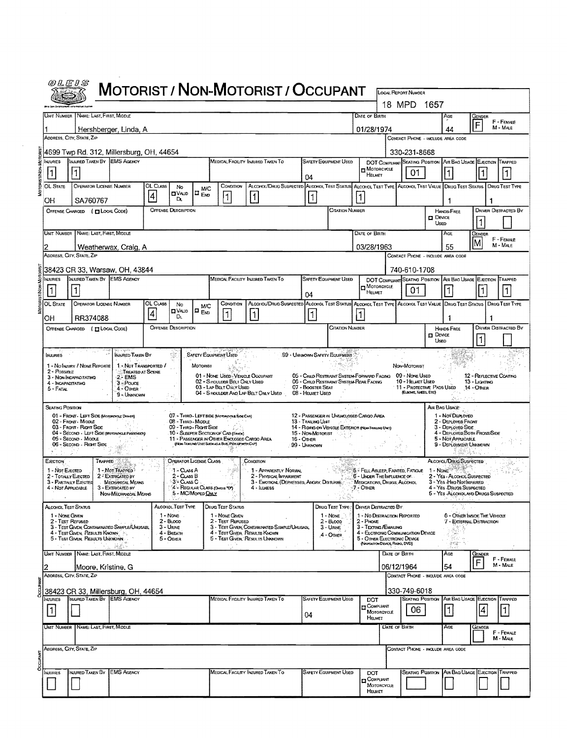# MOTORIST / NON-MOTORIST / OCCUPANT

OLEIS — Ohio Law Enforcement Information System

LOCAL REPORT NUMBER: 18 MPD 1657

## MOTORIST/NON-MOTORIST

| UNIT NUMBER | NAME: LAST, FIRST, MIDDLE | DATE OF BIRTH | AGE | GENDER |
|---|---|---|---|---|
| 1 | Hershberger, Linda, A | 01/28/1974 | 44 | F |

ADDRESS, CITY, STATE, ZIP: 4699 Twp Rd. 312, Millersburg, OH, 44654

CONTACT PHONE - INCLUDE AREA CODE: 330-231-8668

| INJURIES | INJURED TAKEN BY | EMS AGENCY | MEDICAL FACILITY INJURED TAKEN TO | SAFETY EQUIPMENT USED | DOT COMPLIANT MOTORCYCLE HELMET | SEATING POSITION | AIR BAG USAGE | EJECTION | TRAPPED |
|---|---|---|---|---|---|---|---|---|---|
| 1 | 1 | | | 04 | | 01 | 1 | 1 | 1 |

| OL STATE | OPERATOR LICENSE NUMBER | OL CLASS | NO VALID DL | M/C END | CONDITION | ALCOHOL/DRUG SUSPECTED | ALCOHOL TEST STATUS | ALCOHOL TEST TYPE | ALCOHOL TEST VALUE | DRUG TEST STATUS | DRUG TEST TYPE |
|---|---|---|---|---|---|---|---|---|---|---|---|
| OH | SA760767 | 4 | | | 1 | 1 | 1 | 1 | | 1 | 1 |

| OFFENSE CHARGED ( LOCAL CODE) | OFFENSE DESCRIPTION | CITATION NUMBER | HANDS-FREE DEVICE USED | DRIVER DISTRACTED BY |
|---|---|---|---|---|
| | | | 1 | |

| UNIT NUMBER | NAME: LAST, FIRST, MIDDLE | DATE OF BIRTH | AGE | GENDER |
|---|---|---|---|---|
| 2 | Weatherwax, Craig, A | 03/28/1963 | 55 | M |

ADDRESS, CITY, STATE, ZIP: 38423 CR 33, Warsaw, OH, 43844

CONTACT PHONE - INCLUDE AREA CODE: 740-610-1708

| INJURIES | INJURED TAKEN BY | EMS AGENCY | MEDICAL FACILITY INJURED TAKEN TO | SAFETY EQUIPMENT USED | DOT COMPLIANT MOTORCYCLE HELMET | SEATING POSITION | AIR BAG USAGE | EJECTION | TRAPPED |
|---|---|---|---|---|---|---|---|---|---|
| 1 | 1 | | | 04 | | 01 | 1 | 1 | 1 |

| OL STATE | OPERATOR LICENSE NUMBER | OL CLASS | NO VALID DL | M/C END | CONDITION | ALCOHOL/DRUG SUSPECTED | ALCOHOL TEST STATUS | ALCOHOL TEST TYPE | ALCOHOL TEST VALUE | DRUG TEST STATUS | DRUG TEST TYPE |
|---|---|---|---|---|---|---|---|---|---|---|---|
| OH | RR374088 | 4 | | | 1 | 1 | 1 | 1 | | 1 | 1 |

| OFFENSE CHARGED ( LOCAL CODE) | OFFENSE DESCRIPTION | CITATION NUMBER | HANDS-FREE DEVICE USED | DRIVER DISTRACTED BY |
|---|---|---|---|---|
| | | | 1 | |

## Codes

**INJURIES**
1 - No Injury / None Reported
2 - Possible
3 - Non-Incapacitating
4 - Incapacitating
5 - Fatal

**INJURED TAKEN BY**
1 - Not Transported / Treated at Scene
2 - EMS
3 - Police
4 - Other
9 - Unknown

**SAFETY EQUIPMENT USED** (99 - Unknown Safety Equipment)

Motorist:
01 - None Used - Vehicle Occupant
02 - Shoulder Belt Only Used
03 - Lap Belt Only Used
04 - Shoulder And Lap Belt Only Used
05 - Child Restraint System-Forward Facing
06 - Child Restraint System-Rear Facing
07 - Booster Seat
08 - Helmet Used

Non-Motorist:
09 - None Used
10 - Helmet Used
11 - Protective Pads Used (Elbows, Knees, Etc)
12 - Reflective Coating
13 - Lighting
14 - Other

**SEATING POSITION**
01 - Front - Left Side (Motorcycle Driver)
02 - Front - Middle
03 - Front - Right Side
04 - Second - Left Side (Motorcycle Passenger)
05 - Second - Middle
06 - Second - Right Side
07 - Third - Left Side (Motorcycle Side Car)
08 - Third - Middle
09 - Third - Right Side
10 - Sleeper Section of Cab (Truck)
11 - Passenger in Other Enclosed Cargo Area (Non-Trailing Unit Such as a Bus, Pick-up with Cap)
12 - Passenger in Unenclosed Cargo Area
13 - Trailing Unit
14 - Riding on Vehicle Exterior (Non-Trailing Unit)
15 - Non-Motorist
16 - Other
99 - Unknown

**AIR BAG USAGE**
1 - Not Deployed
2 - Deployed Front
3 - Deployed Side
4 - Deployed Both Front/Side
5 - Not Applicable
9 - Deployment Unknown

**EJECTION**
1 - Not Ejected
2 - Totally Ejected
3 - Partially Ejected
4 - Not Applicable

**TRAPPED**
1 - Not Trapped
2 - Extricated by Mechanical Means
3 - Extricated by Non-Mechanical Means

**OPERATOR LICENSE CLASS**
1 - Class A
2 - Class B
3 - Class C
4 - Regular Class (Ohio's "D")
5 - M/C Moped Only

**CONDITION**
1 - Apparently Normal
2 - Physical Impairment
3 - Emotional (Depressed, Angry, Disturbed)
4 - Illness
5 - Fell Asleep, Fainted, Fatigue
6 - Under the Influence of Medications, Drugs, Alcohol
7 - Other

**ALCOHOL/DRUG SUSPECTED**
1 - None
2 - Yes - Alcohol Suspected
3 - Yes - HBD Not Impaired
4 - Yes - Drugs Suspected
5 - Yes - Alcohol and Drugs Suspected

**ALCOHOL TEST STATUS**
1 - None Given
2 - Test Refused
3 - Test Given, Contaminated Sample/Unusable
4 - Test Given, Results Known
5 - Test Given, Results Unknown

**ALCOHOL TEST TYPE**
1 - None
2 - Blood
3 - Urine
4 - Breath
5 - Other

**DRUG TEST STATUS**
1 - None Given
2 - Test Refused
3 - Test Given, Contaminated Sample/Unusable
4 - Test Given, Results Known
5 - Test Given, Results Unknown

**DRUG TEST TYPE**
1 - None
2 - Blood
3 - Urine
4 - Other

**DRIVER DISTRACTED BY**
1 - No Distraction Reported
2 - Phone
3 - Texting / Emailing
4 - Electronic Communication Device
5 - Other Electronic Device (Navigation Device, Radio, DVD)
6 - Other Inside the Vehicle
7 - External Distraction

## OCCUPANT

| UNIT NUMBER | NAME: LAST, FIRST, MIDDLE | DATE OF BIRTH | AGE | GENDER |
|---|---|---|---|---|
| 2 | Moore, Kristine, G | 06/12/1964 | 54 | F |

ADDRESS, CITY, STATE, ZIP: 38423 CR 33, Millersburg, OH, 44654

CONTACT PHONE - INCLUDE AREA CODE: 330-749-6018

| INJURIES | INJURED TAKEN BY | EMS AGENCY | MEDICAL FACILITY INJURED TAKEN TO | SAFETY EQUIPMENT USED | DOT COMPLIANT MOTORCYCLE HELMET | SEATING POSITION | AIR BAG USAGE | EJECTION | TRAPPED |
|---|---|---|---|---|---|---|---|---|---|
| 1 | | | | 04 | | 06 | 1 | 4 | 1 |

| UNIT NUMBER | NAME: LAST, FIRST, MIDDLE | DATE OF BIRTH | AGE | GENDER |
|---|---|---|---|---|
| | | | | |

ADDRESS, CITY, STATE, ZIP:

CONTACT PHONE - INCLUDE AREA CODE:

| INJURIES | INJURED TAKEN BY | EMS AGENCY | MEDICAL FACILITY INJURED TAKEN TO | SAFETY EQUIPMENT USED | DOT COMPLIANT MOTORCYCLE HELMET | SEATING POSITION | AIR BAG USAGE | EJECTION | TRAPPED |
|---|---|---|---|---|---|---|---|---|---|
| | | | | | | | | | |